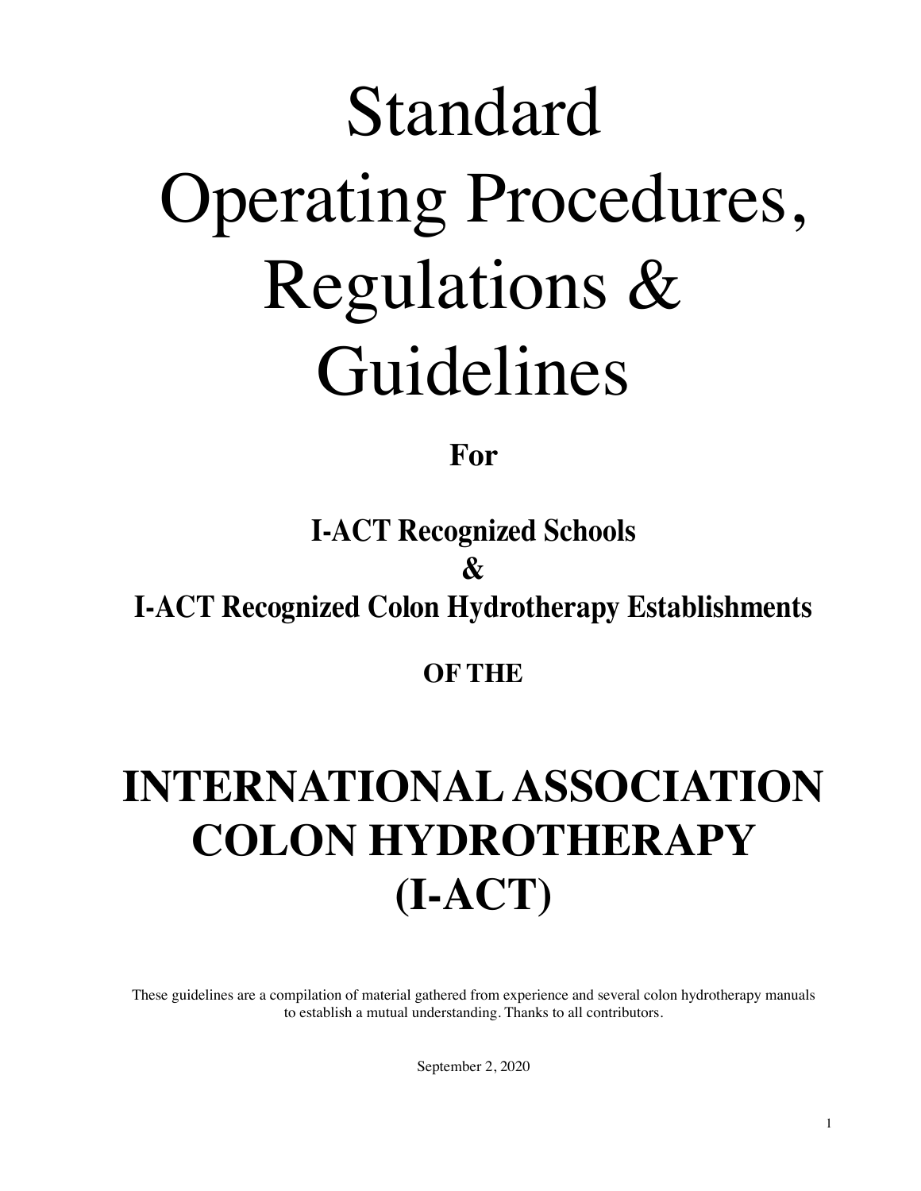# Standard Operating Procedures, Regulations & Guidelines

**For**

**I-ACT Recognized Schools**

**&**

**I-ACT Recognized Colon Hydrotherapy Establishments**

**OF THE**

# INTERNATIONAL ASSOCIATION COLON HYDROTHERAPY (I-ACT)

These guidelines are a compilation of material gathered from experience and several colon hydrotherapy manuals to establish a mutual understanding. Thanks to all contributors.

September 2, 2020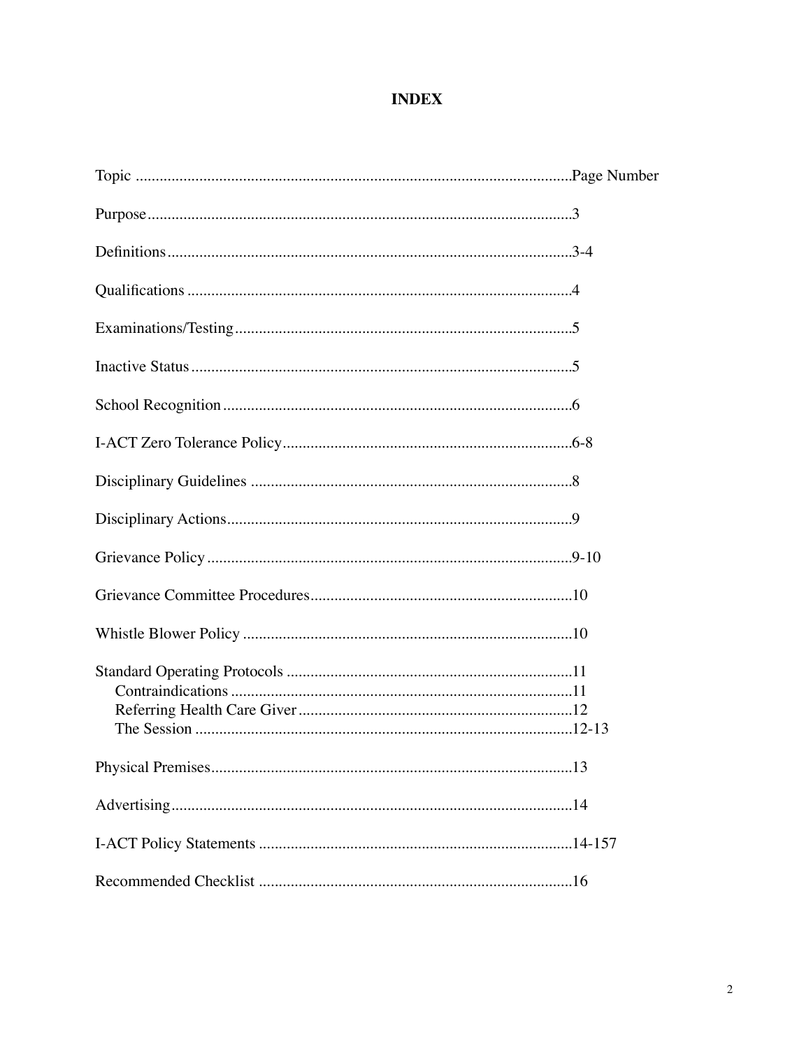# INDEX

| Topic | Page Number |
|---|---|
| Purpose | 3 |
| Definitions | 3-4 |
| Qualifications | 4 |
| Examinations/Testing | 5 |
| Inactive Status | 5 |
| School Recognition | 6 |
| I-ACT Zero Tolerance Policy | 6-8 |
| Disciplinary Guidelines | 8 |
| Disciplinary Actions | 9 |
| Grievance Policy | 9-10 |
| Grievance Committee Procedures | 10 |
| Whistle Blower Policy | 10 |
| Standard Operating Protocols | 11 |
| Contraindications | 11 |
| Referring Health Care Giver | 12 |
| The Session | 12-13 |
| Physical Premises | 13 |
| Advertising | 14 |
| I-ACT Policy Statements | 14-157 |
| Recommended Checklist | 16 |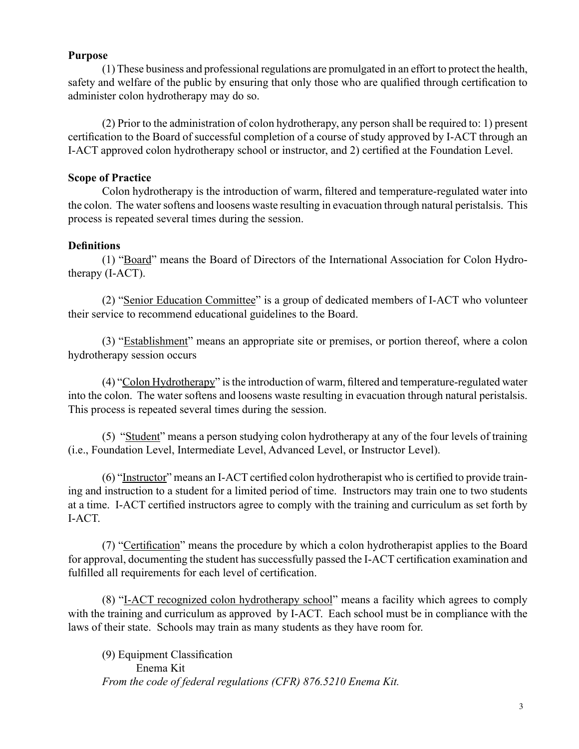**Purpose**

(1) These business and professional regulations are promulgated in an effort to protect the health, safety and welfare of the public by ensuring that only those who are qualified through certification to administer colon hydrotherapy may do so.

(2) Prior to the administration of colon hydrotherapy, any person shall be required to: 1) present certification to the Board of successful completion of a course of study approved by I-ACT through an I-ACT approved colon hydrotherapy school or instructor, and 2) certified at the Foundation Level.

**Scope of Practice**

Colon hydrotherapy is the introduction of warm, filtered and temperature-regulated water into the colon. The water softens and loosens waste resulting in evacuation through natural peristalsis. This process is repeated several times during the session.

**Definitions**

(1) "<u>Board</u>" means the Board of Directors of the International Association for Colon Hydrotherapy (I-ACT).

(2) "<u>Senior Education Committee</u>" is a group of dedicated members of I-ACT who volunteer their service to recommend educational guidelines to the Board.

(3) "<u>Establishment</u>" means an appropriate site or premises, or portion thereof, where a colon hydrotherapy session occurs

(4) "<u>Colon Hydrotherapy</u>" is the introduction of warm, filtered and temperature-regulated water into the colon. The water softens and loosens waste resulting in evacuation through natural peristalsis. This process is repeated several times during the session.

(5) "<u>Student</u>" means a person studying colon hydrotherapy at any of the four levels of training (i.e., Foundation Level, Intermediate Level, Advanced Level, or Instructor Level).

(6) "<u>Instructor</u>" means an I-ACT certified colon hydrotherapist who is certified to provide training and instruction to a student for a limited period of time. Instructors may train one to two students at a time. I-ACT certified instructors agree to comply with the training and curriculum as set forth by I-ACT.

(7) "<u>Certification</u>" means the procedure by which a colon hydrotherapist applies to the Board for approval, documenting the student has successfully passed the I-ACT certification examination and fulfilled all requirements for each level of certification.

(8) "<u>I-ACT recognized colon hydrotherapy school</u>" means a facility which agrees to comply with the training and curriculum as approved by I-ACT. Each school must be in compliance with the laws of their state. Schools may train as many students as they have room for.

(9) Equipment Classification

Enema Kit

*From the code of federal regulations (CFR) 876.5210 Enema Kit.*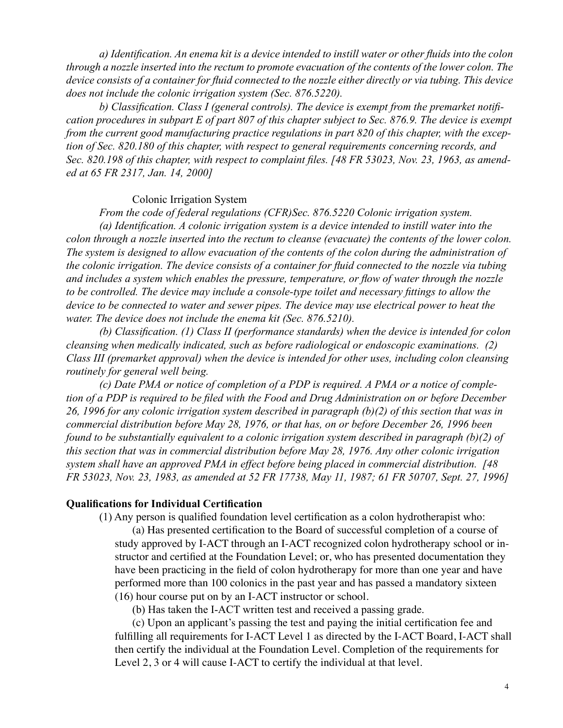*a) Identification. An enema kit is a device intended to instill water or other fluids into the colon through a nozzle inserted into the rectum to promote evacuation of the contents of the lower colon. The device consists of a container for fluid connected to the nozzle either directly or via tubing. This device does not include the colonic irrigation system (Sec. 876.5220).*

*b) Classification. Class I (general controls). The device is exempt from the premarket notification procedures in subpart E of part 807 of this chapter subject to Sec. 876.9. The device is exempt from the current good manufacturing practice regulations in part 820 of this chapter, with the exception of Sec. 820.180 of this chapter, with respect to general requirements concerning records, and Sec. 820.198 of this chapter, with respect to complaint files. [48 FR 53023, Nov. 23, 1963, as amended at 65 FR 2317, Jan. 14, 2000]*

Colonic Irrigation System

*From the code of federal regulations (CFR)Sec. 876.5220 Colonic irrigation system.*

*(a) Identification. A colonic irrigation system is a device intended to instill water into the colon through a nozzle inserted into the rectum to cleanse (evacuate) the contents of the lower colon. The system is designed to allow evacuation of the contents of the colon during the administration of the colonic irrigation. The device consists of a container for fluid connected to the nozzle via tubing and includes a system which enables the pressure, temperature, or flow of water through the nozzle to be controlled. The device may include a console-type toilet and necessary fittings to allow the device to be connected to water and sewer pipes. The device may use electrical power to heat the water. The device does not include the enema kit (Sec. 876.5210).*

*(b) Classification. (1) Class II (performance standards) when the device is intended for colon cleansing when medically indicated, such as before radiological or endoscopic examinations. (2) Class III (premarket approval) when the device is intended for other uses, including colon cleansing routinely for general well being.*

*(c) Date PMA or notice of completion of a PDP is required. A PMA or a notice of completion of a PDP is required to be filed with the Food and Drug Administration on or before December 26, 1996 for any colonic irrigation system described in paragraph (b)(2) of this section that was in commercial distribution before May 28, 1976, or that has, on or before December 26, 1996 been found to be substantially equivalent to a colonic irrigation system described in paragraph (b)(2) of this section that was in commercial distribution before May 28, 1976. Any other colonic irrigation system shall have an approved PMA in effect before being placed in commercial distribution. [48 FR 53023, Nov. 23, 1983, as amended at 52 FR 17738, May 11, 1987; 61 FR 50707, Sept. 27, 1996]*

**Qualifications for Individual Certification**

(1) Any person is qualified foundation level certification as a colon hydrotherapist who:

(a) Has presented certification to the Board of successful completion of a course of study approved by I-ACT through an I-ACT recognized colon hydrotherapy school or instructor and certified at the Foundation Level; or, who has presented documentation they have been practicing in the field of colon hydrotherapy for more than one year and have performed more than 100 colonics in the past year and has passed a mandatory sixteen (16) hour course put on by an I-ACT instructor or school.

(b) Has taken the I-ACT written test and received a passing grade.

(c) Upon an applicant's passing the test and paying the initial certification fee and fulfilling all requirements for I-ACT Level 1 as directed by the I-ACT Board, I-ACT shall then certify the individual at the Foundation Level. Completion of the requirements for Level 2, 3 or 4 will cause I-ACT to certify the individual at that level.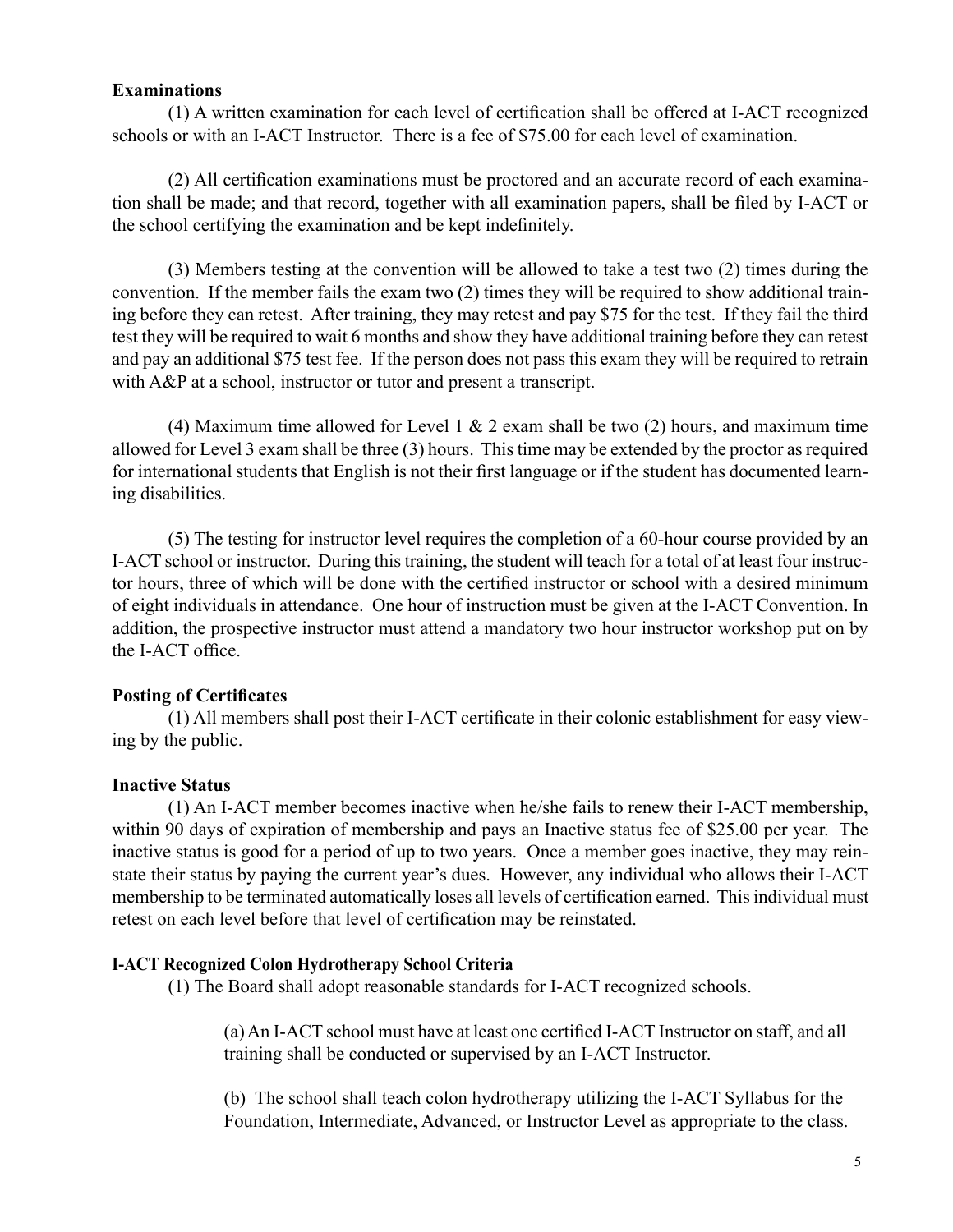**Examinations**

(1) A written examination for each level of certification shall be offered at I-ACT recognized schools or with an I-ACT Instructor. There is a fee of $75.00 for each level of examination.

(2) All certification examinations must be proctored and an accurate record of each examination shall be made; and that record, together with all examination papers, shall be filed by I-ACT or the school certifying the examination and be kept indefinitely.

(3) Members testing at the convention will be allowed to take a test two (2) times during the convention. If the member fails the exam two (2) times they will be required to show additional training before they can retest. After training, they may retest and pay $75 for the test. If they fail the third test they will be required to wait 6 months and show they have additional training before they can retest and pay an additional $75 test fee. If the person does not pass this exam they will be required to retrain with A&P at a school, instructor or tutor and present a transcript.

(4) Maximum time allowed for Level 1 & 2 exam shall be two (2) hours, and maximum time allowed for Level 3 exam shall be three (3) hours. This time may be extended by the proctor as required for international students that English is not their first language or if the student has documented learning disabilities.

(5) The testing for instructor level requires the completion of a 60-hour course provided by an I-ACT school or instructor. During this training, the student will teach for a total of at least four instructor hours, three of which will be done with the certified instructor or school with a desired minimum of eight individuals in attendance. One hour of instruction must be given at the I-ACT Convention. In addition, the prospective instructor must attend a mandatory two hour instructor workshop put on by the I-ACT office.

**Posting of Certificates**

(1) All members shall post their I-ACT certificate in their colonic establishment for easy viewing by the public.

**Inactive Status**

(1) An I-ACT member becomes inactive when he/she fails to renew their I-ACT membership, within 90 days of expiration of membership and pays an Inactive status fee of $25.00 per year. The inactive status is good for a period of up to two years. Once a member goes inactive, they may reinstate their status by paying the current year's dues. However, any individual who allows their I-ACT membership to be terminated automatically loses all levels of certification earned. This individual must retest on each level before that level of certification may be reinstated.

**I-ACT Recognized Colon Hydrotherapy School Criteria**

(1) The Board shall adopt reasonable standards for I-ACT recognized schools.

(a) An I-ACT school must have at least one certified I-ACT Instructor on staff, and all training shall be conducted or supervised by an I-ACT Instructor.

(b) The school shall teach colon hydrotherapy utilizing the I-ACT Syllabus for the Foundation, Intermediate, Advanced, or Instructor Level as appropriate to the class.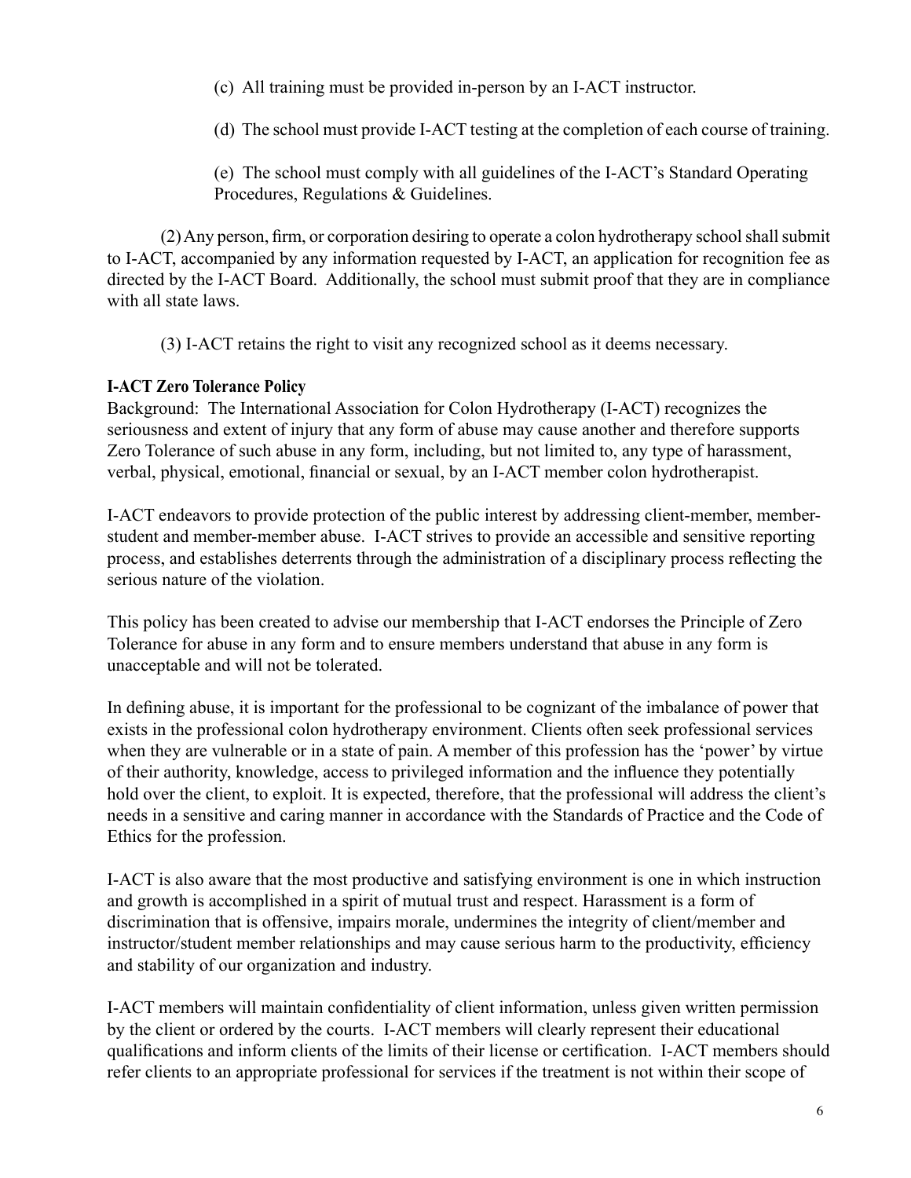(c) All training must be provided in-person by an I-ACT instructor.

(d) The school must provide I-ACT testing at the completion of each course of training.

(e) The school must comply with all guidelines of the I-ACT's Standard Operating Procedures, Regulations & Guidelines.

(2) Any person, firm, or corporation desiring to operate a colon hydrotherapy school shall submit to I-ACT, accompanied by any information requested by I-ACT, an application for recognition fee as directed by the I-ACT Board. Additionally, the school must submit proof that they are in compliance with all state laws.

(3) I-ACT retains the right to visit any recognized school as it deems necessary.

**I-ACT Zero Tolerance Policy**

Background: The International Association for Colon Hydrotherapy (I-ACT) recognizes the seriousness and extent of injury that any form of abuse may cause another and therefore supports Zero Tolerance of such abuse in any form, including, but not limited to, any type of harassment, verbal, physical, emotional, financial or sexual, by an I-ACT member colon hydrotherapist.

I-ACT endeavors to provide protection of the public interest by addressing client-member, member-student and member-member abuse. I-ACT strives to provide an accessible and sensitive reporting process, and establishes deterrents through the administration of a disciplinary process reflecting the serious nature of the violation.

This policy has been created to advise our membership that I-ACT endorses the Principle of Zero Tolerance for abuse in any form and to ensure members understand that abuse in any form is unacceptable and will not be tolerated.

In defining abuse, it is important for the professional to be cognizant of the imbalance of power that exists in the professional colon hydrotherapy environment. Clients often seek professional services when they are vulnerable or in a state of pain. A member of this profession has the 'power' by virtue of their authority, knowledge, access to privileged information and the influence they potentially hold over the client, to exploit. It is expected, therefore, that the professional will address the client's needs in a sensitive and caring manner in accordance with the Standards of Practice and the Code of Ethics for the profession.

I-ACT is also aware that the most productive and satisfying environment is one in which instruction and growth is accomplished in a spirit of mutual trust and respect. Harassment is a form of discrimination that is offensive, impairs morale, undermines the integrity of client/member and instructor/student member relationships and may cause serious harm to the productivity, efficiency and stability of our organization and industry.

I-ACT members will maintain confidentiality of client information, unless given written permission by the client or ordered by the courts. I-ACT members will clearly represent their educational qualifications and inform clients of the limits of their license or certification. I-ACT members should refer clients to an appropriate professional for services if the treatment is not within their scope of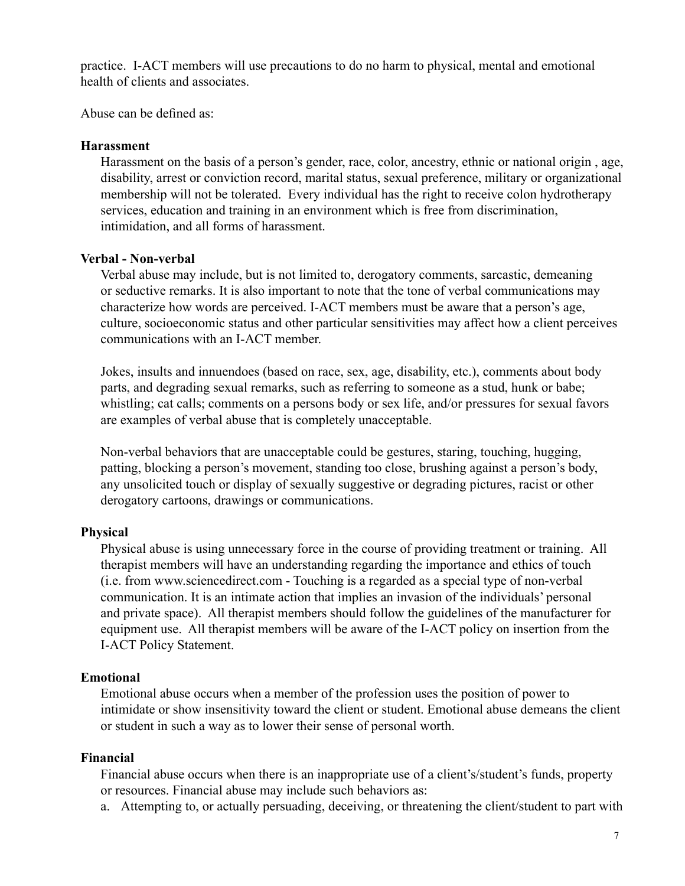practice. I-ACT members will use precautions to do no harm to physical, mental and emotional health of clients and associates.

Abuse can be defined as:

**Harassment**

Harassment on the basis of a person's gender, race, color, ancestry, ethnic or national origin , age, disability, arrest or conviction record, marital status, sexual preference, military or organizational membership will not be tolerated. Every individual has the right to receive colon hydrotherapy services, education and training in an environment which is free from discrimination, intimidation, and all forms of harassment.

**Verbal - Non-verbal**

Verbal abuse may include, but is not limited to, derogatory comments, sarcastic, demeaning or seductive remarks. It is also important to note that the tone of verbal communications may characterize how words are perceived. I-ACT members must be aware that a person's age, culture, socioeconomic status and other particular sensitivities may affect how a client perceives communications with an I-ACT member.

Jokes, insults and innuendoes (based on race, sex, age, disability, etc.), comments about body parts, and degrading sexual remarks, such as referring to someone as a stud, hunk or babe; whistling; cat calls; comments on a persons body or sex life, and/or pressures for sexual favors are examples of verbal abuse that is completely unacceptable.

Non-verbal behaviors that are unacceptable could be gestures, staring, touching, hugging, patting, blocking a person's movement, standing too close, brushing against a person's body, any unsolicited touch or display of sexually suggestive or degrading pictures, racist or other derogatory cartoons, drawings or communications.

**Physical**

Physical abuse is using unnecessary force in the course of providing treatment or training. All therapist members will have an understanding regarding the importance and ethics of touch (i.e. from www.sciencedirect.com - Touching is a regarded as a special type of non-verbal communication. It is an intimate action that implies an invasion of the individuals' personal and private space). All therapist members should follow the guidelines of the manufacturer for equipment use. All therapist members will be aware of the I-ACT policy on insertion from the I-ACT Policy Statement.

**Emotional**

Emotional abuse occurs when a member of the profession uses the position of power to intimidate or show insensitivity toward the client or student. Emotional abuse demeans the client or student in such a way as to lower their sense of personal worth.

**Financial**

Financial abuse occurs when there is an inappropriate use of a client's/student's funds, property or resources. Financial abuse may include such behaviors as:

a. Attempting to, or actually persuading, deceiving, or threatening the client/student to part with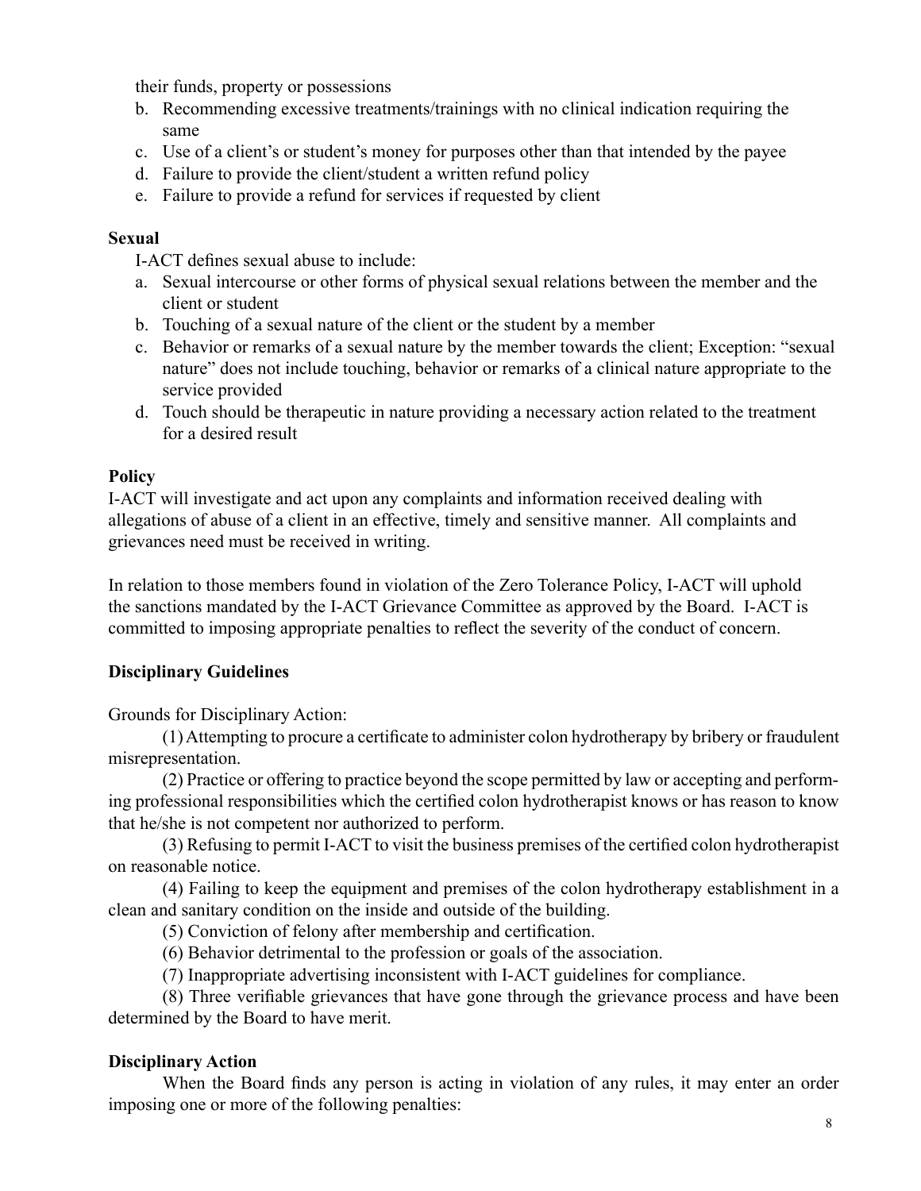their funds, property or possessions

b. Recommending excessive treatments/trainings with no clinical indication requiring the same
c. Use of a client's or student's money for purposes other than that intended by the payee
d. Failure to provide the client/student a written refund policy
e. Failure to provide a refund for services if requested by client

**Sexual**

I-ACT defines sexual abuse to include:

a. Sexual intercourse or other forms of physical sexual relations between the member and the client or student
b. Touching of a sexual nature of the client or the student by a member
c. Behavior or remarks of a sexual nature by the member towards the client; Exception: "sexual nature" does not include touching, behavior or remarks of a clinical nature appropriate to the service provided
d. Touch should be therapeutic in nature providing a necessary action related to the treatment for a desired result

**Policy**

I-ACT will investigate and act upon any complaints and information received dealing with allegations of abuse of a client in an effective, timely and sensitive manner. All complaints and grievances need must be received in writing.

In relation to those members found in violation of the Zero Tolerance Policy, I-ACT will uphold the sanctions mandated by the I-ACT Grievance Committee as approved by the Board. I-ACT is committed to imposing appropriate penalties to reflect the severity of the conduct of concern.

**Disciplinary Guidelines**

Grounds for Disciplinary Action:

(1) Attempting to procure a certificate to administer colon hydrotherapy by bribery or fraudulent misrepresentation.

(2) Practice or offering to practice beyond the scope permitted by law or accepting and performing professional responsibilities which the certified colon hydrotherapist knows or has reason to know that he/she is not competent nor authorized to perform.

(3) Refusing to permit I-ACT to visit the business premises of the certified colon hydrotherapist on reasonable notice.

(4) Failing to keep the equipment and premises of the colon hydrotherapy establishment in a clean and sanitary condition on the inside and outside of the building.

(5) Conviction of felony after membership and certification.

(6) Behavior detrimental to the profession or goals of the association.

(7) Inappropriate advertising inconsistent with I-ACT guidelines for compliance.

(8) Three verifiable grievances that have gone through the grievance process and have been determined by the Board to have merit.

**Disciplinary Action**

When the Board finds any person is acting in violation of any rules, it may enter an order imposing one or more of the following penalties: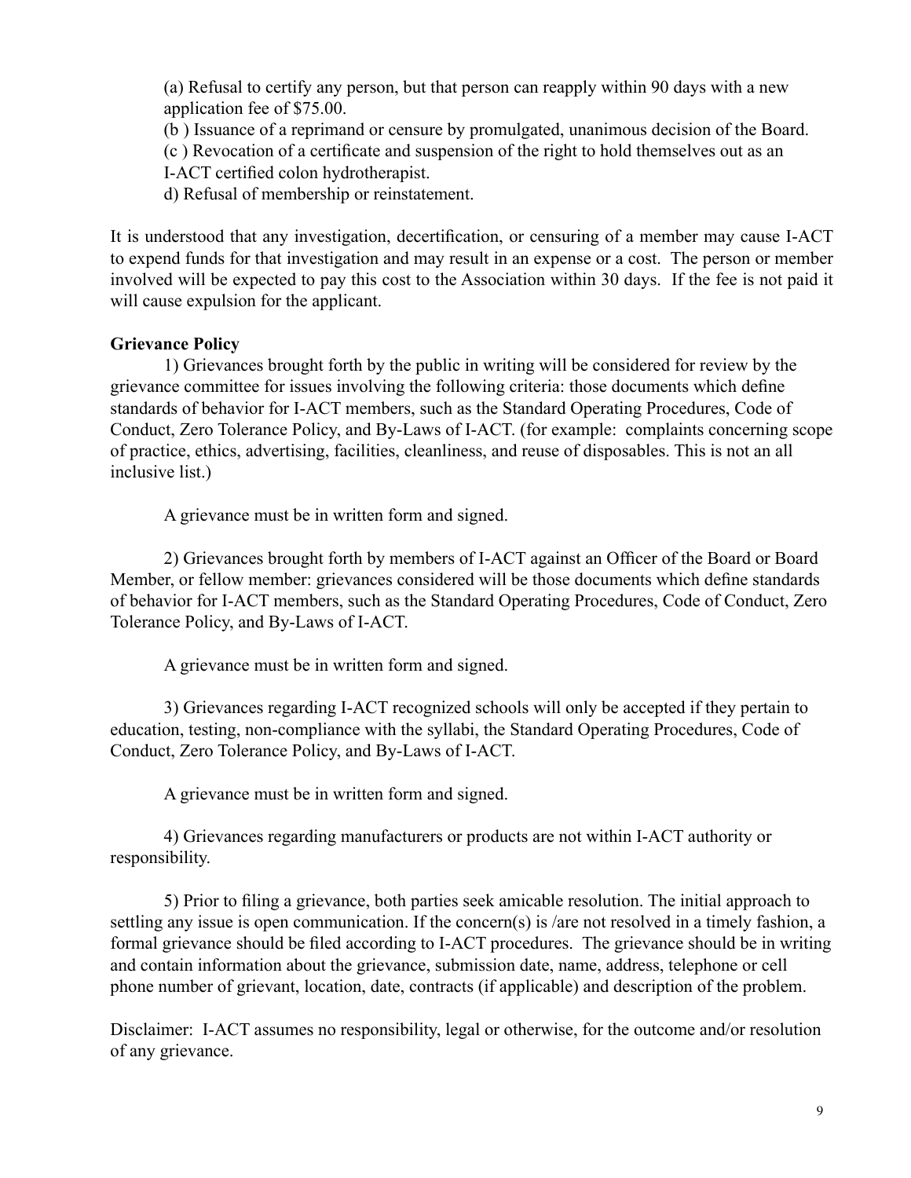(a) Refusal to certify any person, but that person can reapply within 90 days with a new application fee of $75.00.

(b ) Issuance of a reprimand or censure by promulgated, unanimous decision of the Board.

(c ) Revocation of a certificate and suspension of the right to hold themselves out as an I-ACT certified colon hydrotherapist.

d) Refusal of membership or reinstatement.

It is understood that any investigation, decertification, or censuring of a member may cause I-ACT to expend funds for that investigation and may result in an expense or a cost. The person or member involved will be expected to pay this cost to the Association within 30 days. If the fee is not paid it will cause expulsion for the applicant.

**Grievance Policy**

1) Grievances brought forth by the public in writing will be considered for review by the grievance committee for issues involving the following criteria: those documents which define standards of behavior for I-ACT members, such as the Standard Operating Procedures, Code of Conduct, Zero Tolerance Policy, and By-Laws of I-ACT. (for example: complaints concerning scope of practice, ethics, advertising, facilities, cleanliness, and reuse of disposables. This is not an all inclusive list.)

A grievance must be in written form and signed.

2) Grievances brought forth by members of I-ACT against an Officer of the Board or Board Member, or fellow member: grievances considered will be those documents which define standards of behavior for I-ACT members, such as the Standard Operating Procedures, Code of Conduct, Zero Tolerance Policy, and By-Laws of I-ACT.

A grievance must be in written form and signed.

3) Grievances regarding I-ACT recognized schools will only be accepted if they pertain to education, testing, non-compliance with the syllabi, the Standard Operating Procedures, Code of Conduct, Zero Tolerance Policy, and By-Laws of I-ACT.

A grievance must be in written form and signed.

4) Grievances regarding manufacturers or products are not within I-ACT authority or responsibility.

5) Prior to filing a grievance, both parties seek amicable resolution. The initial approach to settling any issue is open communication. If the concern(s) is /are not resolved in a timely fashion, a formal grievance should be filed according to I-ACT procedures. The grievance should be in writing and contain information about the grievance, submission date, name, address, telephone or cell phone number of grievant, location, date, contracts (if applicable) and description of the problem.

Disclaimer: I-ACT assumes no responsibility, legal or otherwise, for the outcome and/or resolution of any grievance.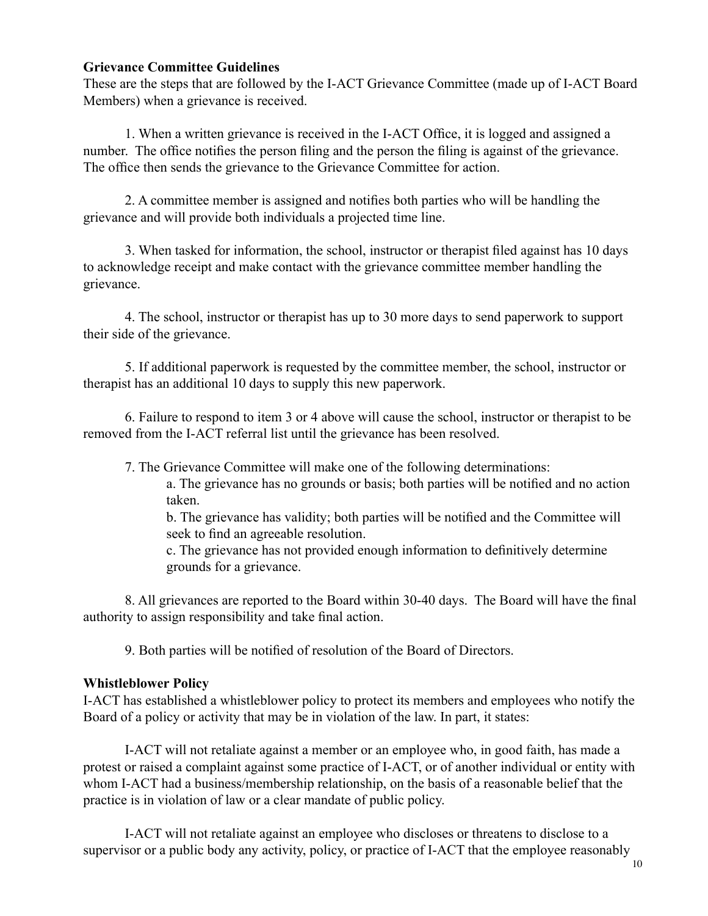**Grievance Committee Guidelines**

These are the steps that are followed by the I-ACT Grievance Committee (made up of I-ACT Board Members) when a grievance is received.

1. When a written grievance is received in the I-ACT Office, it is logged and assigned a number. The office notifies the person filing and the person the filing is against of the grievance. The office then sends the grievance to the Grievance Committee for action.

2. A committee member is assigned and notifies both parties who will be handling the grievance and will provide both individuals a projected time line.

3. When tasked for information, the school, instructor or therapist filed against has 10 days to acknowledge receipt and make contact with the grievance committee member handling the grievance.

4. The school, instructor or therapist has up to 30 more days to send paperwork to support their side of the grievance.

5. If additional paperwork is requested by the committee member, the school, instructor or therapist has an additional 10 days to supply this new paperwork.

6. Failure to respond to item 3 or 4 above will cause the school, instructor or therapist to be removed from the I-ACT referral list until the grievance has been resolved.

7. The Grievance Committee will make one of the following determinations:
   a. The grievance has no grounds or basis; both parties will be notified and no action taken.
   b. The grievance has validity; both parties will be notified and the Committee will seek to find an agreeable resolution.
   c. The grievance has not provided enough information to definitively determine grounds for a grievance.

8. All grievances are reported to the Board within 30-40 days. The Board will have the final authority to assign responsibility and take final action.

9. Both parties will be notified of resolution of the Board of Directors.

**Whistleblower Policy**

I-ACT has established a whistleblower policy to protect its members and employees who notify the Board of a policy or activity that may be in violation of the law. In part, it states:

I-ACT will not retaliate against a member or an employee who, in good faith, has made a protest or raised a complaint against some practice of I-ACT, or of another individual or entity with whom I-ACT had a business/membership relationship, on the basis of a reasonable belief that the practice is in violation of law or a clear mandate of public policy.

I-ACT will not retaliate against an employee who discloses or threatens to disclose to a supervisor or a public body any activity, policy, or practice of I-ACT that the employee reasonably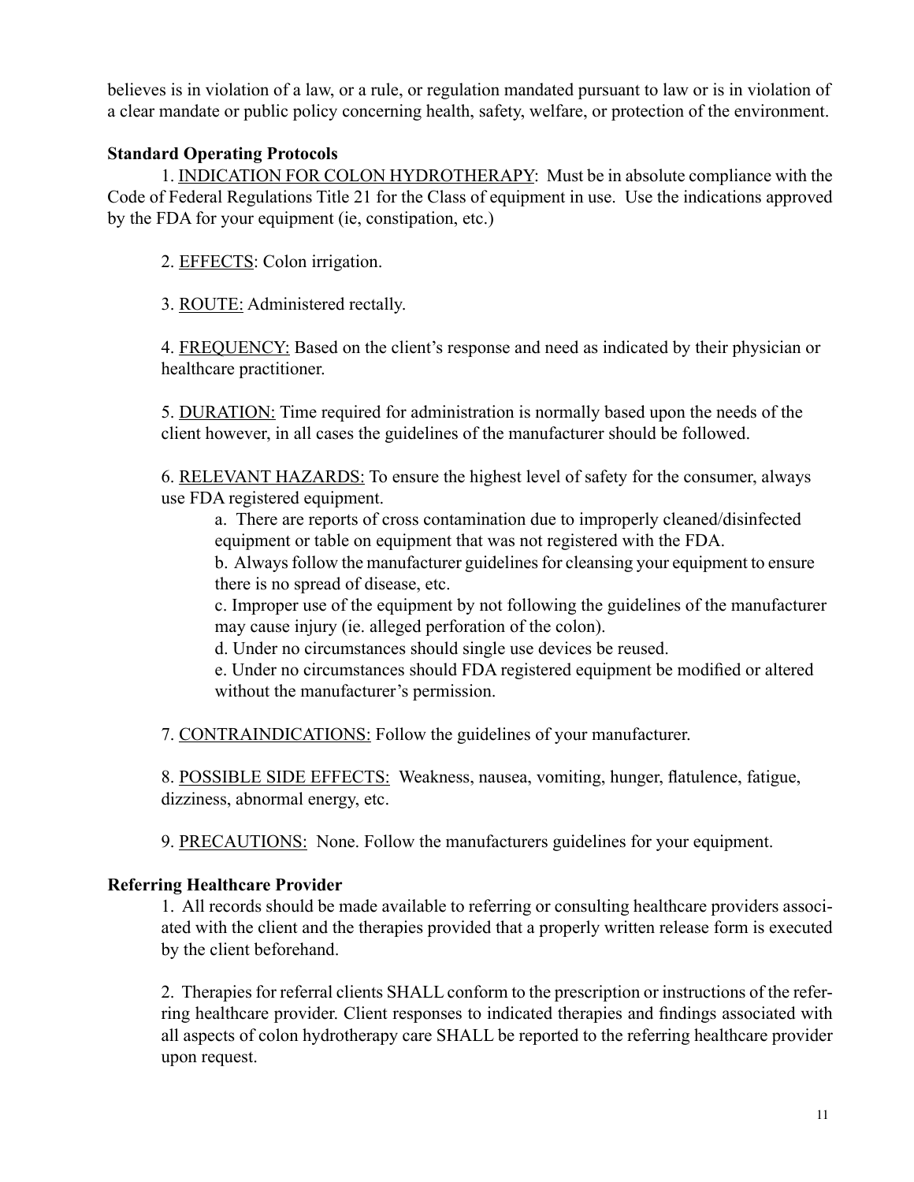believes is in violation of a law, or a rule, or regulation mandated pursuant to law or is in violation of a clear mandate or public policy concerning health, safety, welfare, or protection of the environment.

**Standard Operating Protocols**

1. INDICATION FOR COLON HYDROTHERAPY: Must be in absolute compliance with the Code of Federal Regulations Title 21 for the Class of equipment in use. Use the indications approved by the FDA for your equipment (ie, constipation, etc.)

2. EFFECTS: Colon irrigation.

3. ROUTE: Administered rectally.

4. FREQUENCY: Based on the client's response and need as indicated by their physician or healthcare practitioner.

5. DURATION: Time required for administration is normally based upon the needs of the client however, in all cases the guidelines of the manufacturer should be followed.

6. RELEVANT HAZARDS: To ensure the highest level of safety for the consumer, always use FDA registered equipment.

   a. There are reports of cross contamination due to improperly cleaned/disinfected equipment or table on equipment that was not registered with the FDA.

   b. Always follow the manufacturer guidelines for cleansing your equipment to ensure there is no spread of disease, etc.

   c. Improper use of the equipment by not following the guidelines of the manufacturer may cause injury (ie. alleged perforation of the colon).

   d. Under no circumstances should single use devices be reused.

   e. Under no circumstances should FDA registered equipment be modified or altered without the manufacturer's permission.

7. CONTRAINDICATIONS: Follow the guidelines of your manufacturer.

8. POSSIBLE SIDE EFFECTS: Weakness, nausea, vomiting, hunger, flatulence, fatigue, dizziness, abnormal energy, etc.

9. PRECAUTIONS: None. Follow the manufacturers guidelines for your equipment.

**Referring Healthcare Provider**

1. All records should be made available to referring or consulting healthcare providers associated with the client and the therapies provided that a properly written release form is executed by the client beforehand.

2. Therapies for referral clients SHALL conform to the prescription or instructions of the referring healthcare provider. Client responses to indicated therapies and findings associated with all aspects of colon hydrotherapy care SHALL be reported to the referring healthcare provider upon request.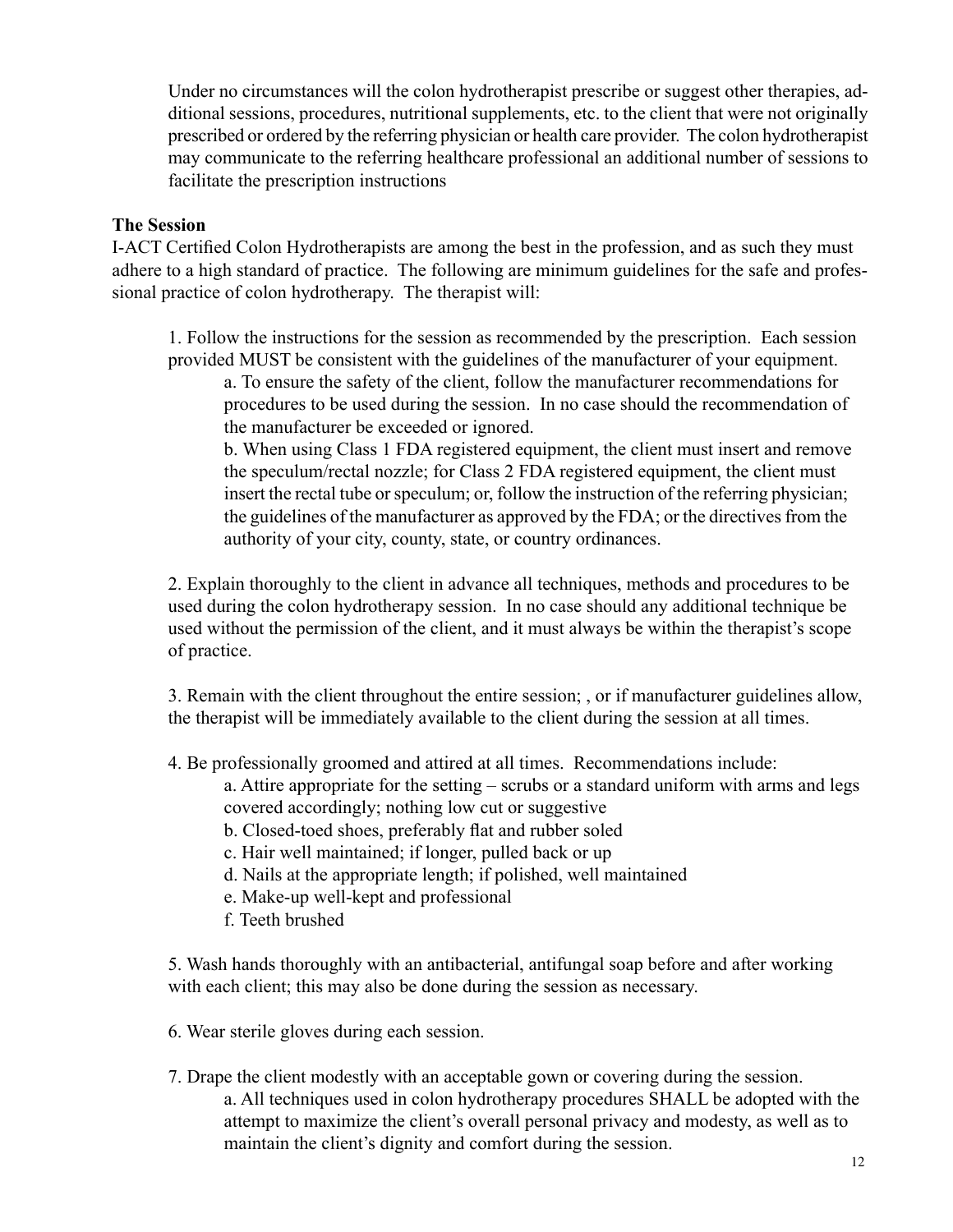Under no circumstances will the colon hydrotherapist prescribe or suggest other therapies, additional sessions, procedures, nutritional supplements, etc. to the client that were not originally prescribed or ordered by the referring physician or health care provider. The colon hydrotherapist may communicate to the referring healthcare professional an additional number of sessions to facilitate the prescription instructions

**The Session**

I-ACT Certified Colon Hydrotherapists are among the best in the profession, and as such they must adhere to a high standard of practice. The following are minimum guidelines for the safe and professional practice of colon hydrotherapy. The therapist will:

1. Follow the instructions for the session as recommended by the prescription. Each session provided MUST be consistent with the guidelines of the manufacturer of your equipment.
   a. To ensure the safety of the client, follow the manufacturer recommendations for procedures to be used during the session. In no case should the recommendation of the manufacturer be exceeded or ignored.
   b. When using Class 1 FDA registered equipment, the client must insert and remove the speculum/rectal nozzle; for Class 2 FDA registered equipment, the client must insert the rectal tube or speculum; or, follow the instruction of the referring physician; the guidelines of the manufacturer as approved by the FDA; or the directives from the authority of your city, county, state, or country ordinances.

2. Explain thoroughly to the client in advance all techniques, methods and procedures to be used during the colon hydrotherapy session. In no case should any additional technique be used without the permission of the client, and it must always be within the therapist's scope of practice.

3. Remain with the client throughout the entire session; , or if manufacturer guidelines allow, the therapist will be immediately available to the client during the session at all times.

4. Be professionally groomed and attired at all times. Recommendations include:
   a. Attire appropriate for the setting – scrubs or a standard uniform with arms and legs covered accordingly; nothing low cut or suggestive
   b. Closed-toed shoes, preferably flat and rubber soled
   c. Hair well maintained; if longer, pulled back or up
   d. Nails at the appropriate length; if polished, well maintained
   e. Make-up well-kept and professional
   f. Teeth brushed

5. Wash hands thoroughly with an antibacterial, antifungal soap before and after working with each client; this may also be done during the session as necessary.

6. Wear sterile gloves during each session.

7. Drape the client modestly with an acceptable gown or covering during the session.
   a. All techniques used in colon hydrotherapy procedures SHALL be adopted with the attempt to maximize the client's overall personal privacy and modesty, as well as to maintain the client's dignity and comfort during the session.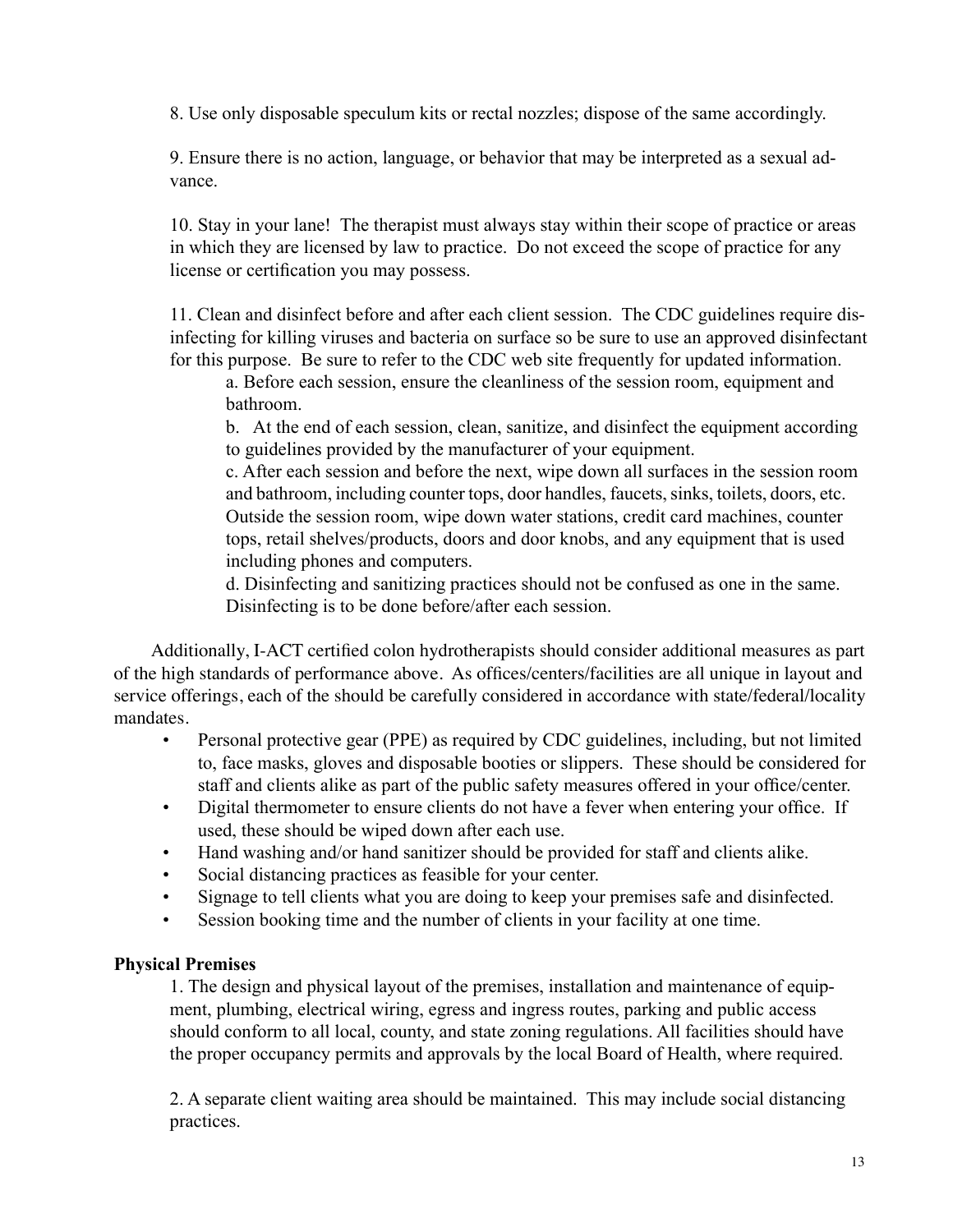8. Use only disposable speculum kits or rectal nozzles; dispose of the same accordingly.

9. Ensure there is no action, language, or behavior that may be interpreted as a sexual advance.

10. Stay in your lane! The therapist must always stay within their scope of practice or areas in which they are licensed by law to practice. Do not exceed the scope of practice for any license or certification you may possess.

11. Clean and disinfect before and after each client session. The CDC guidelines require disinfecting for killing viruses and bacteria on surface so be sure to use an approved disinfectant for this purpose. Be sure to refer to the CDC web site frequently for updated information.

   a. Before each session, ensure the cleanliness of the session room, equipment and bathroom.

   b. At the end of each session, clean, sanitize, and disinfect the equipment according to guidelines provided by the manufacturer of your equipment.

   c. After each session and before the next, wipe down all surfaces in the session room and bathroom, including counter tops, door handles, faucets, sinks, toilets, doors, etc. Outside the session room, wipe down water stations, credit card machines, counter tops, retail shelves/products, doors and door knobs, and any equipment that is used including phones and computers.

   d. Disinfecting and sanitizing practices should not be confused as one in the same. Disinfecting is to be done before/after each session.

Additionally, I-ACT certified colon hydrotherapists should consider additional measures as part of the high standards of performance above. As offices/centers/facilities are all unique in layout and service offerings, each of the should be carefully considered in accordance with state/federal/locality mandates.

- Personal protective gear (PPE) as required by CDC guidelines, including, but not limited to, face masks, gloves and disposable booties or slippers. These should be considered for staff and clients alike as part of the public safety measures offered in your office/center.
- Digital thermometer to ensure clients do not have a fever when entering your office. If used, these should be wiped down after each use.
- Hand washing and/or hand sanitizer should be provided for staff and clients alike.
- Social distancing practices as feasible for your center.
- Signage to tell clients what you are doing to keep your premises safe and disinfected.
- Session booking time and the number of clients in your facility at one time.

**Physical Premises**

1. The design and physical layout of the premises, installation and maintenance of equipment, plumbing, electrical wiring, egress and ingress routes, parking and public access should conform to all local, county, and state zoning regulations. All facilities should have the proper occupancy permits and approvals by the local Board of Health, where required.

2. A separate client waiting area should be maintained. This may include social distancing practices.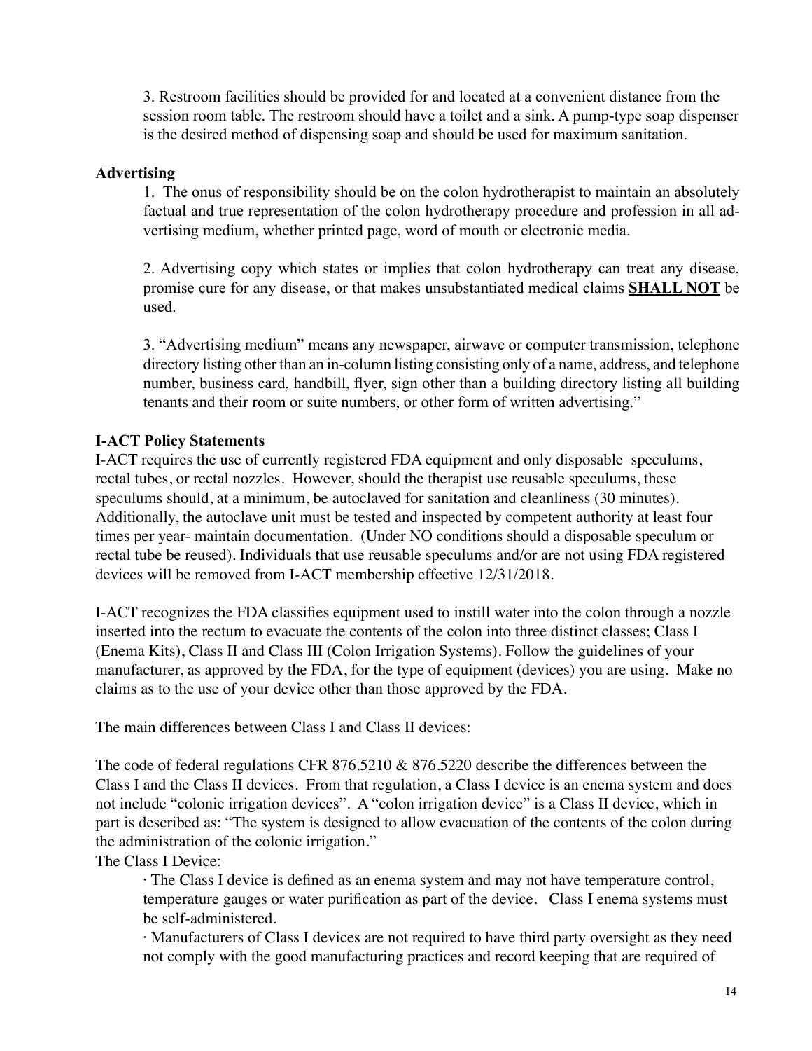3. Restroom facilities should be provided for and located at a convenient distance from the session room table. The restroom should have a toilet and a sink. A pump-type soap dispenser is the desired method of dispensing soap and should be used for maximum sanitation.

### Advertising

1. The onus of responsibility should be on the colon hydrotherapist to maintain an absolutely factual and true representation of the colon hydrotherapy procedure and profession in all advertising medium, whether printed page, word of mouth or electronic media.

2. Advertising copy which states or implies that colon hydrotherapy can treat any disease, promise cure for any disease, or that makes unsubstantiated medical claims **SHALL NOT** be used.

3. "Advertising medium" means any newspaper, airwave or computer transmission, telephone directory listing other than an in-column listing consisting only of a name, address, and telephone number, business card, handbill, flyer, sign other than a building directory listing all building tenants and their room or suite numbers, or other form of written advertising."

### I-ACT Policy Statements

I-ACT requires the use of currently registered FDA equipment and only disposable speculums, rectal tubes, or rectal nozzles. However, should the therapist use reusable speculums, these speculums should, at a minimum, be autoclaved for sanitation and cleanliness (30 minutes). Additionally, the autoclave unit must be tested and inspected by competent authority at least four times per year- maintain documentation. (Under NO conditions should a disposable speculum or rectal tube be reused). Individuals that use reusable speculums and/or are not using FDA registered devices will be removed from I-ACT membership effective 12/31/2018.

I-ACT recognizes the FDA classifies equipment used to instill water into the colon through a nozzle inserted into the rectum to evacuate the contents of the colon into three distinct classes; Class I (Enema Kits), Class II and Class III (Colon Irrigation Systems). Follow the guidelines of your manufacturer, as approved by the FDA, for the type of equipment (devices) you are using. Make no claims as to the use of your device other than those approved by the FDA.

The main differences between Class I and Class II devices:

The code of federal regulations CFR 876.5210 & 876.5220 describe the differences between the Class I and the Class II devices. From that regulation, a Class I device is an enema system and does not include "colonic irrigation devices". A "colon irrigation device" is a Class II device, which in part is described as: "The system is designed to allow evacuation of the contents of the colon during the administration of the colonic irrigation."

The Class I Device:

- The Class I device is defined as an enema system and may not have temperature control, temperature gauges or water purification as part of the device. Class I enema systems must be self-administered.
- Manufacturers of Class I devices are not required to have third party oversight as they need not comply with the good manufacturing practices and record keeping that are required of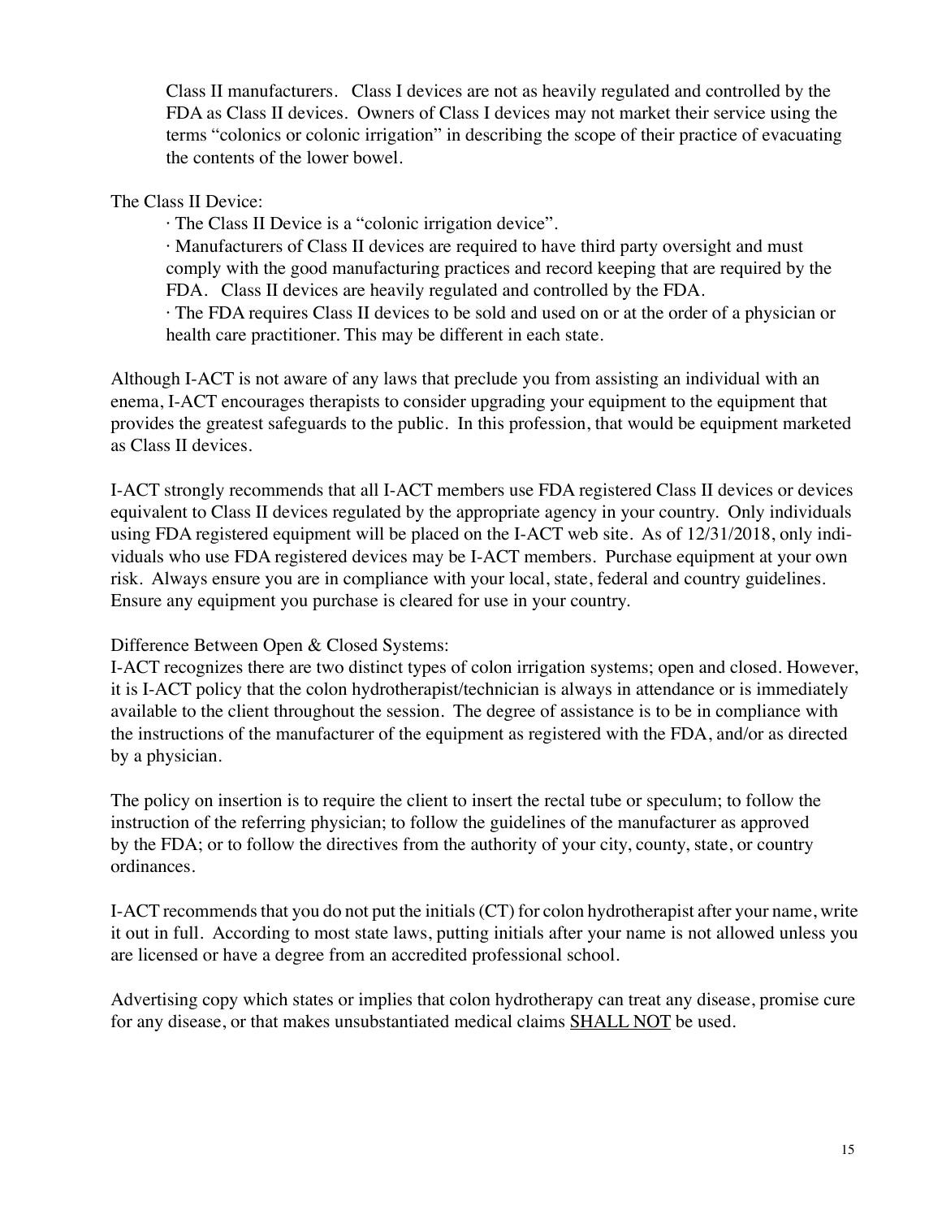Class II manufacturers. Class I devices are not as heavily regulated and controlled by the FDA as Class II devices. Owners of Class I devices may not market their service using the terms "colonics or colonic irrigation" in describing the scope of their practice of evacuating the contents of the lower bowel.

The Class II Device:

- The Class II Device is a "colonic irrigation device".
- Manufacturers of Class II devices are required to have third party oversight and must comply with the good manufacturing practices and record keeping that are required by the FDA. Class II devices are heavily regulated and controlled by the FDA.
- The FDA requires Class II devices to be sold and used on or at the order of a physician or health care practitioner. This may be different in each state.

Although I-ACT is not aware of any laws that preclude you from assisting an individual with an enema, I-ACT encourages therapists to consider upgrading your equipment to the equipment that provides the greatest safeguards to the public. In this profession, that would be equipment marketed as Class II devices.

I-ACT strongly recommends that all I-ACT members use FDA registered Class II devices or devices equivalent to Class II devices regulated by the appropriate agency in your country. Only individuals using FDA registered equipment will be placed on the I-ACT web site. As of 12/31/2018, only individuals who use FDA registered devices may be I-ACT members. Purchase equipment at your own risk. Always ensure you are in compliance with your local, state, federal and country guidelines. Ensure any equipment you purchase is cleared for use in your country.

Difference Between Open & Closed Systems:
I-ACT recognizes there are two distinct types of colon irrigation systems; open and closed. However, it is I-ACT policy that the colon hydrotherapist/technician is always in attendance or is immediately available to the client throughout the session. The degree of assistance is to be in compliance with the instructions of the manufacturer of the equipment as registered with the FDA, and/or as directed by a physician.

The policy on insertion is to require the client to insert the rectal tube or speculum; to follow the instruction of the referring physician; to follow the guidelines of the manufacturer as approved by the FDA; or to follow the directives from the authority of your city, county, state, or country ordinances.

I-ACT recommends that you do not put the initials (CT) for colon hydrotherapist after your name, write it out in full. According to most state laws, putting initials after your name is not allowed unless you are licensed or have a degree from an accredited professional school.

Advertising copy which states or implies that colon hydrotherapy can treat any disease, promise cure for any disease, or that makes unsubstantiated medical claims <u>SHALL NOT</u> be used.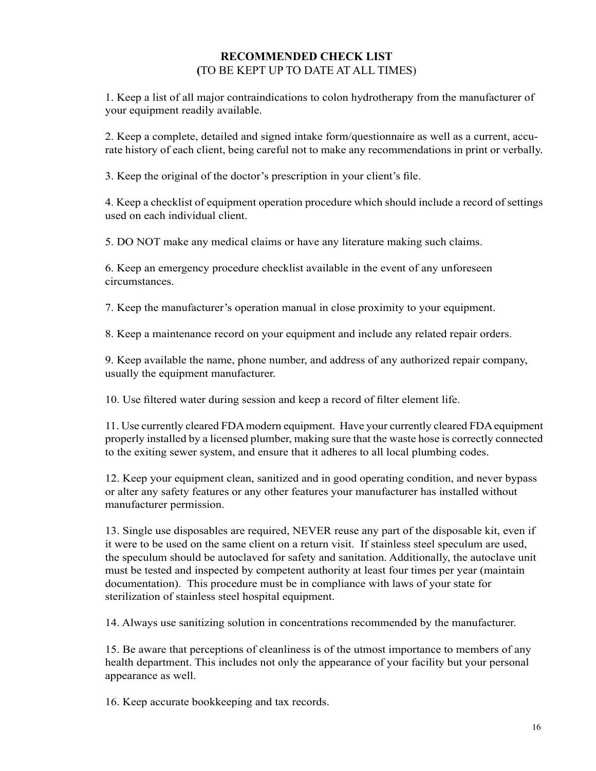## RECOMMENDED CHECK LIST
(TO BE KEPT UP TO DATE AT ALL TIMES)

1. Keep a list of all major contraindications to colon hydrotherapy from the manufacturer of your equipment readily available.

2. Keep a complete, detailed and signed intake form/questionnaire as well as a current, accurate history of each client, being careful not to make any recommendations in print or verbally.

3. Keep the original of the doctor's prescription in your client's file.

4. Keep a checklist of equipment operation procedure which should include a record of settings used on each individual client.

5. DO NOT make any medical claims or have any literature making such claims.

6. Keep an emergency procedure checklist available in the event of any unforeseen circumstances.

7. Keep the manufacturer's operation manual in close proximity to your equipment.

8. Keep a maintenance record on your equipment and include any related repair orders.

9. Keep available the name, phone number, and address of any authorized repair company, usually the equipment manufacturer.

10. Use filtered water during session and keep a record of filter element life.

11. Use currently cleared FDA modern equipment. Have your currently cleared FDA equipment properly installed by a licensed plumber, making sure that the waste hose is correctly connected to the exiting sewer system, and ensure that it adheres to all local plumbing codes.

12. Keep your equipment clean, sanitized and in good operating condition, and never bypass or alter any safety features or any other features your manufacturer has installed without manufacturer permission.

13. Single use disposables are required, NEVER reuse any part of the disposable kit, even if it were to be used on the same client on a return visit. If stainless steel speculum are used, the speculum should be autoclaved for safety and sanitation. Additionally, the autoclave unit must be tested and inspected by competent authority at least four times per year (maintain documentation). This procedure must be in compliance with laws of your state for sterilization of stainless steel hospital equipment.

14. Always use sanitizing solution in concentrations recommended by the manufacturer.

15. Be aware that perceptions of cleanliness is of the utmost importance to members of any health department. This includes not only the appearance of your facility but your personal appearance as well.

16. Keep accurate bookkeeping and tax records.